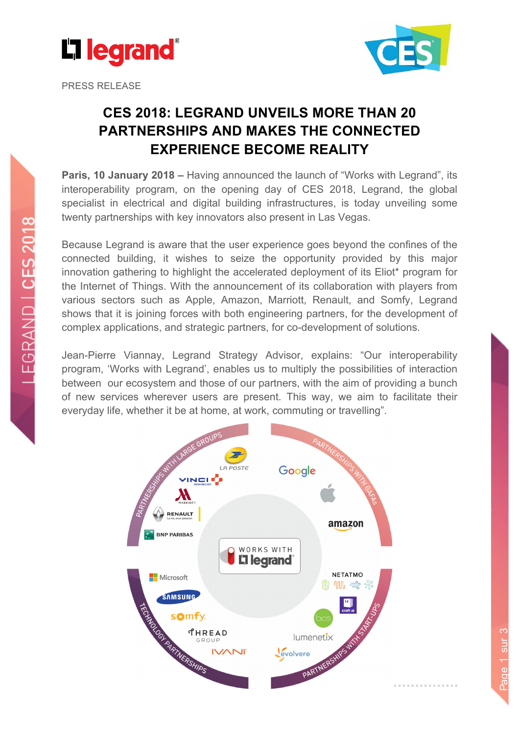PRESS RELEASE

# CES 2018: LEGRAND UNVEILS MORE THAN 20 PARTNERSHIPS AND MAKES THE CONNECTED EXPERIENCE BECOME REALITY

**Paris, 10 January 2018 –** Having announced the launch of "Works with Legrand", its interoperability program, on the opening day of CES 2018, Legrand, the global specialist in electrical and digital building infrastructures, is today unveiling some twenty partnerships with key innovators also present in Las Vegas.

Because Legrand is aware that the user experience goes beyond the confines of the connected building, it wishes to seize the opportunity provided by this major innovation gathering to highlight the accelerated deployment of its Eliot* program for the Internet of Things. With the announcement of its collaboration with players from various sectors such as Apple, Amazon, Marriott, Renault, and Somfy, Legrand shows that it is joining forces with both engineering partners, for the development of complex applications, and strategic partners, for co-development of solutions.

Jean-Pierre Viannay, Legrand Strategy Advisor, explains: "Our interoperability program, 'Works with Legrand', enables us to multiply the possibilities of interaction between our ecosystem and those of our partners, with the aim of providing a bunch of new services wherever users are present. This way, we aim to facilitate their everyday life, whether it be at home, at work, commuting or travelling".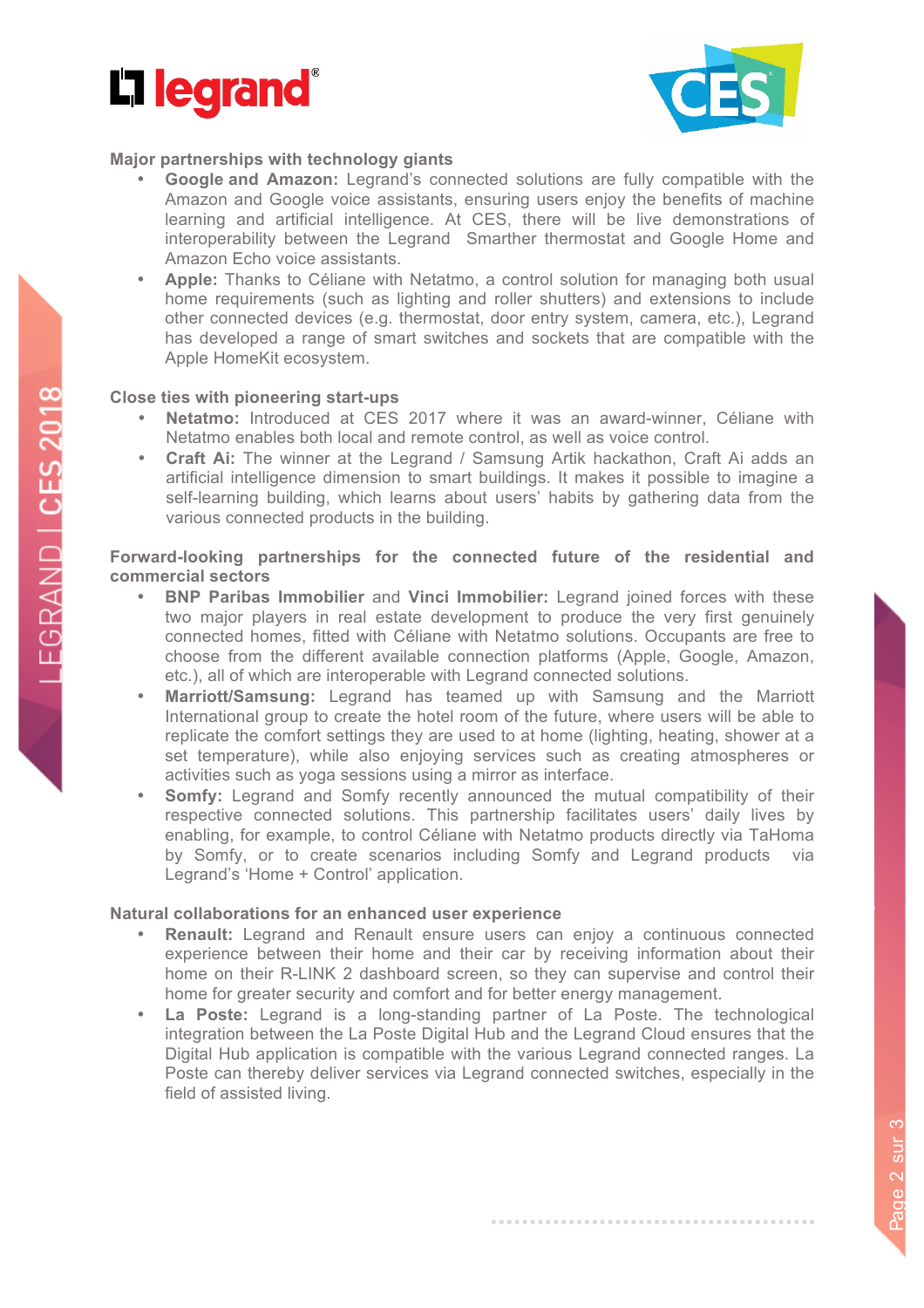### Major partnerships with technology giants

- **Google and Amazon:** Legrand's connected solutions are fully compatible with the Amazon and Google voice assistants, ensuring users enjoy the benefits of machine learning and artificial intelligence. At CES, there will be live demonstrations of interoperability between the Legrand Smarther thermostat and Google Home and Amazon Echo voice assistants.
- **Apple:** Thanks to Céliane with Netatmo, a control solution for managing both usual home requirements (such as lighting and roller shutters) and extensions to include other connected devices (e.g. thermostat, door entry system, camera, etc.), Legrand has developed a range of smart switches and sockets that are compatible with the Apple HomeKit ecosystem.

### Close ties with pioneering start-ups

- **Netatmo:** Introduced at CES 2017 where it was an award-winner, Céliane with Netatmo enables both local and remote control, as well as voice control.
- **Craft Ai:** The winner at the Legrand / Samsung Artik hackathon, Craft Ai adds an artificial intelligence dimension to smart buildings. It makes it possible to imagine a self-learning building, which learns about users' habits by gathering data from the various connected products in the building.

### Forward-looking partnerships for the connected future of the residential and commercial sectors

- **BNP Paribas Immobilier** and **Vinci Immobilier:** Legrand joined forces with these two major players in real estate development to produce the very first genuinely connected homes, fitted with Céliane with Netatmo solutions. Occupants are free to choose from the different available connection platforms (Apple, Google, Amazon, etc.), all of which are interoperable with Legrand connected solutions.
- **Marriott/Samsung:** Legrand has teamed up with Samsung and the Marriott International group to create the hotel room of the future, where users will be able to replicate the comfort settings they are used to at home (lighting, heating, shower at a set temperature), while also enjoying services such as creating atmospheres or activities such as yoga sessions using a mirror as interface.
- **Somfy:** Legrand and Somfy recently announced the mutual compatibility of their respective connected solutions. This partnership facilitates users' daily lives by enabling, for example, to control Céliane with Netatmo products directly via TaHoma by Somfy, or to create scenarios including Somfy and Legrand products via Legrand's 'Home + Control' application.

### Natural collaborations for an enhanced user experience

- **Renault:** Legrand and Renault ensure users can enjoy a continuous connected experience between their home and their car by receiving information about their home on their R-LINK 2 dashboard screen, so they can supervise and control their home for greater security and comfort and for better energy management.
- **La Poste:** Legrand is a long-standing partner of La Poste. The technological integration between the La Poste Digital Hub and the Legrand Cloud ensures that the Digital Hub application is compatible with the various Legrand connected ranges. La Poste can thereby deliver services via Legrand connected switches, especially in the field of assisted living.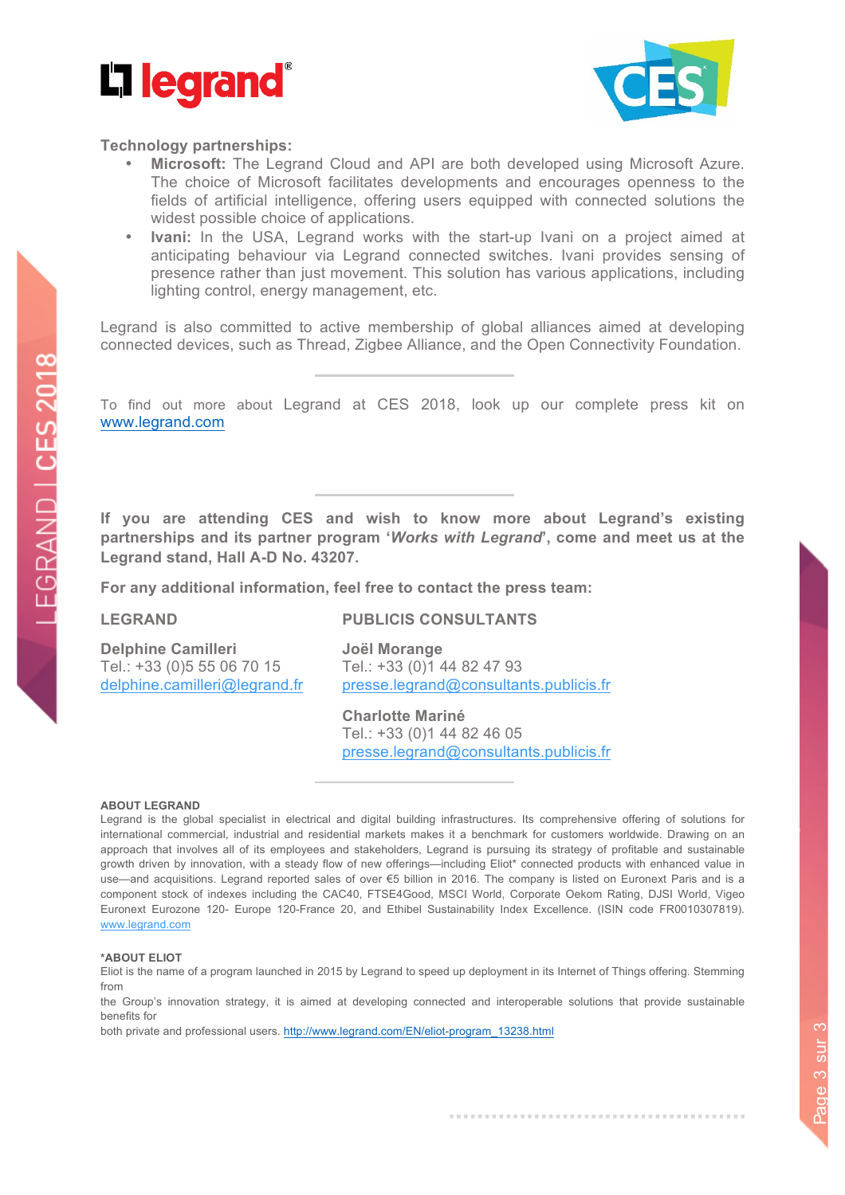**Technology partnerships:**

- **Microsoft:** The Legrand Cloud and API are both developed using Microsoft Azure. The choice of Microsoft facilitates developments and encourages openness to the fields of artificial intelligence, offering users equipped with connected solutions the widest possible choice of applications.
- **Ivani:** In the USA, Legrand works with the start-up Ivani on a project aimed at anticipating behaviour via Legrand connected switches. Ivani provides sensing of presence rather than just movement. This solution has various applications, including lighting control, energy management, etc.

Legrand is also committed to active membership of global alliances aimed at developing connected devices, such as Thread, Zigbee Alliance, and the Open Connectivity Foundation.

---

To find out more about Legrand at CES 2018, look up our complete press kit on www.legrand.com

---

**If you are attending CES and wish to know more about Legrand's existing partnerships and its partner program '*Works with Legrand*', come and meet us at the Legrand stand, Hall A-D No. 43207.**

**For any additional information, feel free to contact the press team:**

**LEGRAND**

**Delphine Camilleri**
Tel.: +33 (0)5 55 06 70 15
delphine.camilleri@legrand.fr

**PUBLICIS CONSULTANTS**

**Joël Morange**
Tel.: +33 (0)1 44 82 47 93
presse.legrand@consultants.publicis.fr

**Charlotte Mariné**
Tel.: +33 (0)1 44 82 46 05
presse.legrand@consultants.publicis.fr

---

**ABOUT LEGRAND**

Legrand is the global specialist in electrical and digital building infrastructures. Its comprehensive offering of solutions for international commercial, industrial and residential markets makes it a benchmark for customers worldwide. Drawing on an approach that involves all of its employees and stakeholders, Legrand is pursuing its strategy of profitable and sustainable growth driven by innovation, with a steady flow of new offerings—including Eliot* connected products with enhanced value in use—and acquisitions. Legrand reported sales of over €5 billion in 2016. The company is listed on Euronext Paris and is a component stock of indexes including the CAC40, FTSE4Good, MSCI World, Corporate Oekom Rating, DJSI World, Vigeo Euronext Eurozone 120- Europe 120-France 20, and Ethibel Sustainability Index Excellence. (ISIN code FR0010307819).
www.legrand.com

***ABOUT ELIOT**

Eliot is the name of a program launched in 2015 by Legrand to speed up deployment in its Internet of Things offering. Stemming from the Group's innovation strategy, it is aimed at developing connected and interoperable solutions that provide sustainable benefits for both private and professional users. http://www.legrand.com/EN/eliot-program_13238.html